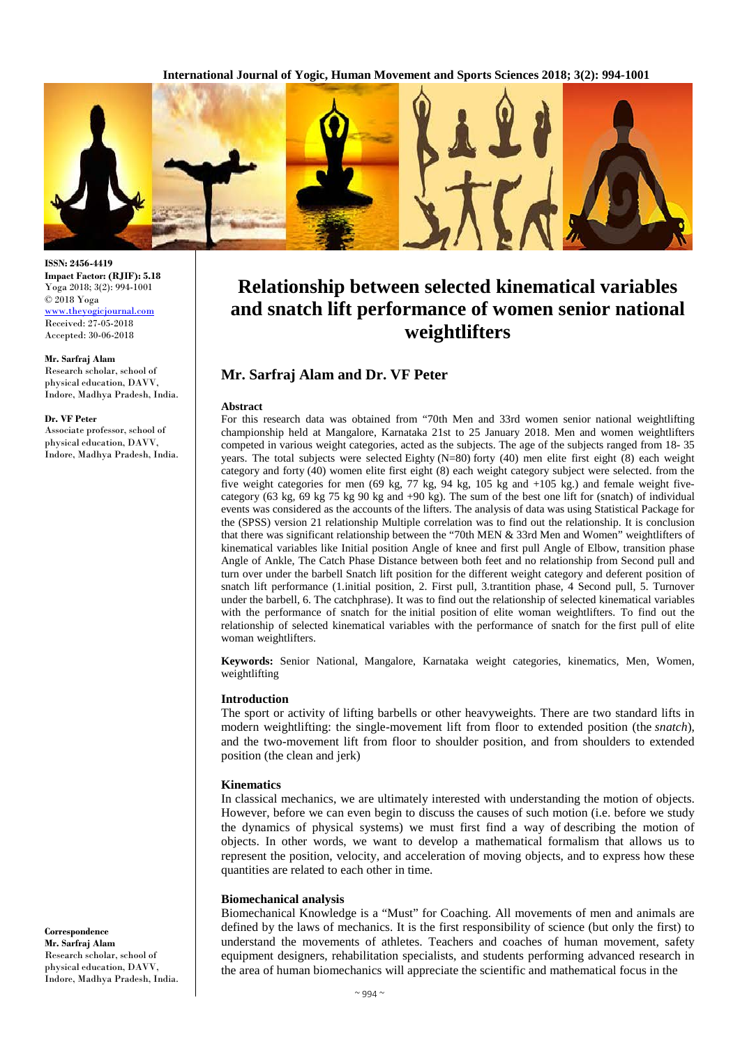ISSN: 2456-4419
Impact Factor: (RJIF): 5.18
Yoga 2018; 3(2): 994-1001
© 2018 Yoga
www.theyogicjournal.com
Received: 27-05-2018
Accepted: 30-06-2018

**Mr. Sarfraj Alam**
Research scholar, school of physical education, DAVV, Indore, Madhya Pradesh, India.

**Dr. VF Peter**
Associate professor, school of physical education, DAVV, Indore, Madhya Pradesh, India.

**Correspondence**
**Mr. Sarfraj Alam**
Research scholar, school of physical education, DAVV, Indore, Madhya Pradesh, India.

# Relationship between selected kinematical variables and snatch lift performance of women senior national weightlifters

## Mr. Sarfraj Alam and Dr. VF Peter

### Abstract

For this research data was obtained from "70th Men and 33rd women senior national weightlifting championship held at Mangalore, Karnataka 21st to 25 January 2018. Men and women weightlifters competed in various weight categories, acted as the subjects. The age of the subjects ranged from 18- 35 years. The total subjects were selected Eighty (N=80) forty (40) men elite first eight (8) each weight category and forty (40) women elite first eight (8) each weight category subject were selected. from the five weight categories for men (69 kg, 77 kg, 94 kg, 105 kg and +105 kg.) and female weight five-category (63 kg, 69 kg 75 kg 90 kg and +90 kg). The sum of the best one lift for (snatch) of individual events was considered as the accounts of the lifters. The analysis of data was using Statistical Package for the (SPSS) version 21 relationship Multiple correlation was to find out the relationship. It is conclusion that there was significant relationship between the "70th MEN & 33rd Men and Women" weightlifters of kinematical variables like Initial position Angle of knee and first pull Angle of Elbow, transition phase Angle of Ankle, The Catch Phase Distance between both feet and no relationship from Second pull and turn over under the barbell Snatch lift position for the different weight category and deferent position of snatch lift performance (1.initial position, 2. First pull, 3.trantition phase, 4 Second pull, 5. Turnover under the barbell, 6. The catchphrase). It was to find out the relationship of selected kinematical variables with the performance of snatch for the initial position of elite woman weightlifters. To find out the relationship of selected kinematical variables with the performance of snatch for the first pull of elite woman weightlifters.

**Keywords:** Senior National, Mangalore, Karnataka weight categories, kinematics, Men, Women, weightlifting

### Introduction

The sport or activity of lifting barbells or other heavyweights. There are two standard lifts in modern weightlifting: the single-movement lift from floor to extended position (the *snatch*), and the two-movement lift from floor to shoulder position, and from shoulders to extended position (the clean and jerk)

### Kinematics

In classical mechanics, we are ultimately interested with understanding the motion of objects. However, before we can even begin to discuss the causes of such motion (i.e. before we study the dynamics of physical systems) we must first find a way of describing the motion of objects. In other words, we want to develop a mathematical formalism that allows us to represent the position, velocity, and acceleration of moving objects, and to express how these quantities are related to each other in time.

### Biomechanical analysis

Biomechanical Knowledge is a "Must" for Coaching. All movements of men and animals are defined by the laws of mechanics. It is the first responsibility of science (but only the first) to understand the movements of athletes. Teachers and coaches of human movement, safety equipment designers, rehabilitation specialists, and students performing advanced research in the area of human biomechanics will appreciate the scientific and mathematical focus in the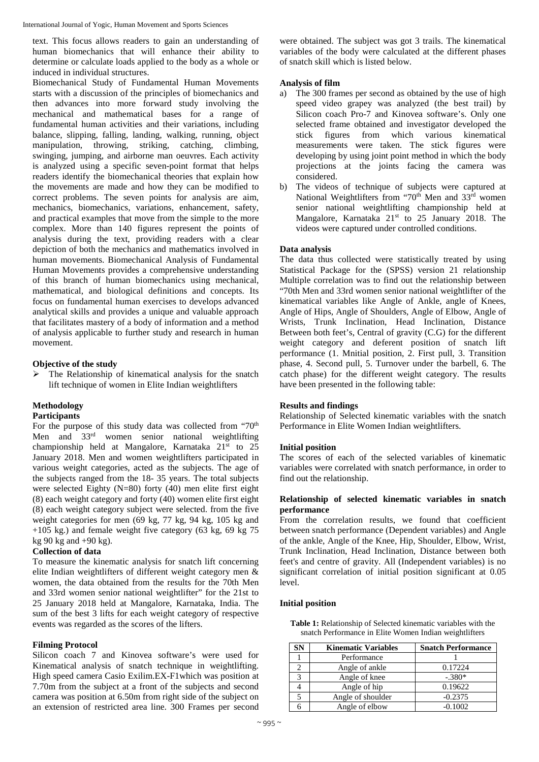text. This focus allows readers to gain an understanding of human biomechanics that will enhance their ability to determine or calculate loads applied to the body as a whole or induced in individual structures.

Biomechanical Study of Fundamental Human Movements starts with a discussion of the principles of biomechanics and then advances into more forward study involving the mechanical and mathematical bases for a range of fundamental human activities and their variations, including balance, slipping, falling, landing, walking, running, object manipulation, throwing, striking, catching, climbing, swinging, jumping, and airborne man oeuvres. Each activity is analyzed using a specific seven-point format that helps readers identify the biomechanical theories that explain how the movements are made and how they can be modified to correct problems. The seven points for analysis are aim, mechanics, biomechanics, variations, enhancement, safety, and practical examples that move from the simple to the more complex. More than 140 figures represent the points of analysis during the text, providing readers with a clear depiction of both the mechanics and mathematics involved in human movements. Biomechanical Analysis of Fundamental Human Movements provides a comprehensive understanding of this branch of human biomechanics using mechanical, mathematical, and biological definitions and concepts. Its focus on fundamental human exercises to develops advanced analytical skills and provides a unique and valuable approach that facilitates mastery of a body of information and a method of analysis applicable to further study and research in human movement.

### Objective of the study

- The Relationship of kinematical analysis for the snatch lift technique of women in Elite Indian weightlifters

### Methodology

**Participants**

For the purpose of this study data was collected from "70th Men and 33rd women senior national weightlifting championship held at Mangalore, Karnataka 21st to 25 January 2018. Men and women weightlifters participated in various weight categories, acted as the subjects. The age of the subjects ranged from the 18- 35 years. The total subjects were selected Eighty (N=80) forty (40) men elite first eight (8) each weight category and forty (40) women elite first eight (8) each weight category subject were selected. from the five weight categories for men (69 kg, 77 kg, 94 kg, 105 kg and +105 kg.) and female weight five category (63 kg, 69 kg 75 kg 90 kg and +90 kg).

**Collection of data**

To measure the kinematic analysis for snatch lift concerning elite Indian weightlifters of different weight category men & women, the data obtained from the results for the 70th Men and 33rd women senior national weightlifter" for the 21st to 25 January 2018 held at Mangalore, Karnataka, India. The sum of the best 3 lifts for each weight category of respective events was regarded as the scores of the lifters.

**Filming Protocol**

Silicon coach 7 and Kinovea software's were used for Kinematical analysis of snatch technique in weightlifting. High speed camera Casio Exilim.EX-F1which was position at 7.70m from the subject at a front of the subjects and second camera was position at 6.50m from right side of the subject on an extension of restricted area line. 300 Frames per second were obtained. The subject was got 3 trails. The kinematical variables of the body were calculated at the different phases of snatch skill which is listed below.

**Analysis of film**

a) The 300 frames per second as obtained by the use of high speed video grapey was analyzed (the best trail) by Silicon coach Pro-7 and Kinovea software's. Only one selected frame obtained and investigator developed the stick figures from which various kinematical measurements were taken. The stick figures were developing by using joint point method in which the body projections at the joints facing the camera was considered.

b) The videos of technique of subjects were captured at National Weightlifters from "70th Men and 33rd women senior national weightlifting championship held at Mangalore, Karnataka 21st to 25 January 2018. The videos were captured under controlled conditions.

**Data analysis**

The data thus collected were statistically treated by using Statistical Package for the (SPSS) version 21 relationship Multiple correlation was to find out the relationship between "70th Men and 33rd women senior national weightlifter of the kinematical variables like Angle of Ankle, angle of Knees, Angle of Hips, Angle of Shoulders, Angle of Elbow, Angle of Wrists, Trunk Inclination, Head Inclination, Distance Between both feet's, Central of gravity (C.G) for the different weight category and deferent position of snatch lift performance (1. Mnitial position, 2. First pull, 3. Transition phase, 4. Second pull, 5. Turnover under the barbell, 6. The catch phase) for the different weight category. The results have been presented in the following table:

### Results and findings

Relationship of Selected kinematic variables with the snatch Performance in Elite Women Indian weightlifters.

**Initial position**

The scores of each of the selected variables of kinematic variables were correlated with snatch performance, in order to find out the relationship.

**Relationship of selected kinematic variables in snatch performance**

From the correlation results, we found that coefficient between snatch performance (Dependent variables) and Angle of the ankle, Angle of the Knee, Hip, Shoulder, Elbow, Wrist, Trunk Inclination, Head Inclination, Distance between both feet's and centre of gravity. All (Independent variables) is no significant correlation of initial position significant at 0.05 level.

**Initial position**

**Table 1:** Relationship of Selected kinematic variables with the snatch Performance in Elite Women Indian weightlifters

| SN | Kinematic Variables | Snatch Performance |
|---|---|---|
| 1 | Performance | 1 |
| 2 | Angle of ankle | 0.17224 |
| 3 | Angle of knee | -.380* |
| 4 | Angle of hip | 0.19622 |
| 5 | Angle of shoulder | -0.2375 |
| 6 | Angle of elbow | -0.1002 |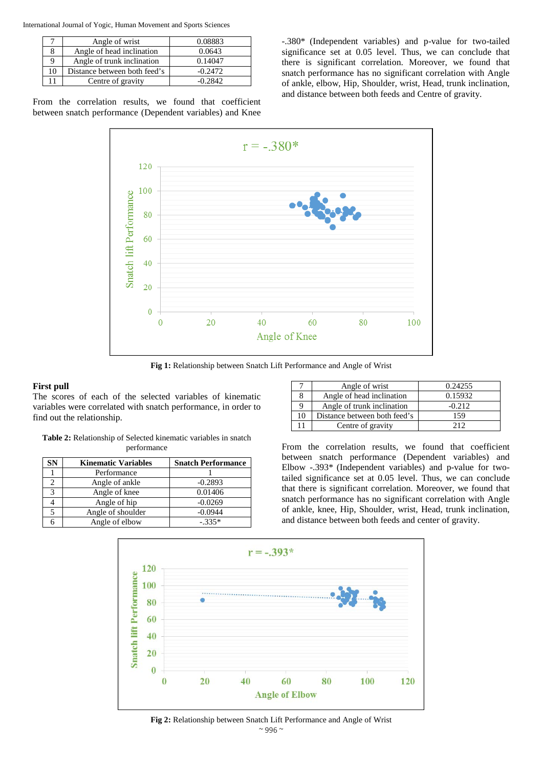| 7 | Angle of wrist | 0.08883 |
|---|---|---|
| 8 | Angle of head inclination | 0.0643 |
| 9 | Angle of trunk inclination | 0.14047 |
| 10 | Distance between both feed's | -0.2472 |
| 11 | Centre of gravity | -0.2842 |

From the correlation results, we found that coefficient between snatch performance (Dependent variables) and Knee -.380* (Independent variables) and p-value for two-tailed significance set at 0.05 level. Thus, we can conclude that there is significant correlation. Moreover, we found that snatch performance has no significant correlation with Angle of ankle, elbow, Hip, Shoulder, wrist, Head, trunk inclination, and distance between both feeds and Centre of gravity.

**Fig 1:** Relationship between Snatch Lift Performance and Angle of Wrist

**First pull**

The scores of each of the selected variables of kinematic variables were correlated with snatch performance, in order to find out the relationship.

**Table 2:** Relationship of Selected kinematic variables in snatch performance

| SN | Kinematic Variables | Snatch Performance |
|---|---|---|
| 1 | Performance | 1 |
| 2 | Angle of ankle | -0.2893 |
| 3 | Angle of knee | 0.01406 |
| 4 | Angle of hip | -0.0269 |
| 5 | Angle of shoulder | -0.0944 |
| 6 | Angle of elbow | -.335* |
| 7 | Angle of wrist | 0.24255 |
| 8 | Angle of head inclination | 0.15932 |
| 9 | Angle of trunk inclination | -0.212 |
| 10 | Distance between both feed's | 159 |
| 11 | Centre of gravity | 212 |

From the correlation results, we found that coefficient between snatch performance (Dependent variables) and Elbow -.393* (Independent variables) and p-value for two-tailed significance set at 0.05 level. Thus, we can conclude that there is significant correlation. Moreover, we found that snatch performance has no significant correlation with Angle of ankle, knee, Hip, Shoulder, wrist, Head, trunk inclination, and distance between both feeds and center of gravity.

**Fig 2:** Relationship between Snatch Lift Performance and Angle of Wrist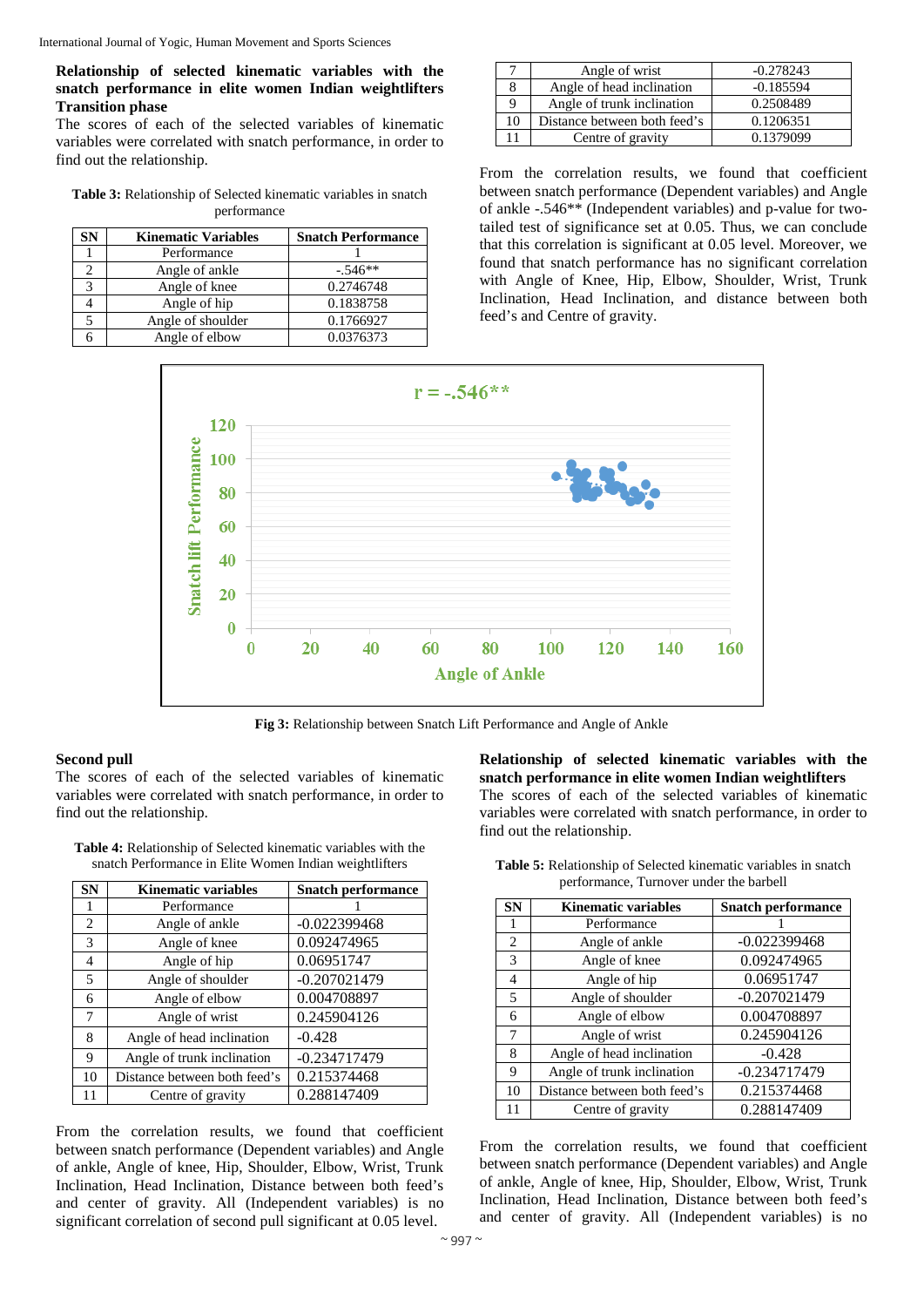**Relationship of selected kinematic variables with the snatch performance in elite women Indian weightlifters Transition phase**

The scores of each of the selected variables of kinematic variables were correlated with snatch performance, in order to find out the relationship.

**Table 3:** Relationship of Selected kinematic variables in snatch performance

| SN | Kinematic Variables | Snatch Performance |
|---|---|---|
| 1 | Performance | 1 |
| 2 | Angle of ankle | -.546** |
| 3 | Angle of knee | 0.2746748 |
| 4 | Angle of hip | 0.1838758 |
| 5 | Angle of shoulder | 0.1766927 |
| 6 | Angle of elbow | 0.0376373 |
| 7 | Angle of wrist | -0.278243 |
| 8 | Angle of head inclination | -0.185594 |
| 9 | Angle of trunk inclination | 0.2508489 |
| 10 | Distance between both feed's | 0.1206351 |
| 11 | Centre of gravity | 0.1379099 |

From the correlation results, we found that coefficient between snatch performance (Dependent variables) and Angle of ankle -.546** (Independent variables) and p-value for two-tailed test of significance set at 0.05. Thus, we can conclude that this correlation is significant at 0.05 level. Moreover, we found that snatch performance has no significant correlation with Angle of Knee, Hip, Elbow, Shoulder, Wrist, Trunk Inclination, Head Inclination, and distance between both feed's and Centre of gravity.

Fig 3: Relationship between Snatch Lift Performance and Angle of Ankle

**Second pull**

The scores of each of the selected variables of kinematic variables were correlated with snatch performance, in order to find out the relationship.

**Table 4:** Relationship of Selected kinematic variables with the snatch Performance in Elite Women Indian weightlifters

| SN | Kinematic variables | Snatch performance |
|---|---|---|
| 1 | Performance | 1 |
| 2 | Angle of ankle | -0.022399468 |
| 3 | Angle of knee | 0.092474965 |
| 4 | Angle of hip | 0.06951747 |
| 5 | Angle of shoulder | -0.207021479 |
| 6 | Angle of elbow | 0.004708897 |
| 7 | Angle of wrist | 0.245904126 |
| 8 | Angle of head inclination | -0.428 |
| 9 | Angle of trunk inclination | -0.234717479 |
| 10 | Distance between both feed's | 0.215374468 |
| 11 | Centre of gravity | 0.288147409 |

From the correlation results, we found that coefficient between snatch performance (Dependent variables) and Angle of ankle, Angle of knee, Hip, Shoulder, Elbow, Wrist, Trunk Inclination, Head Inclination, Distance between both feed's and center of gravity. All (Independent variables) is no significant correlation of second pull significant at 0.05 level.

**Relationship of selected kinematic variables with the snatch performance in elite women Indian weightlifters**

The scores of each of the selected variables of kinematic variables were correlated with snatch performance, in order to find out the relationship.

**Table 5:** Relationship of Selected kinematic variables in snatch performance, Turnover under the barbell

| SN | Kinematic variables | Snatch performance |
|---|---|---|
| 1 | Performance | 1 |
| 2 | Angle of ankle | -0.022399468 |
| 3 | Angle of knee | 0.092474965 |
| 4 | Angle of hip | 0.06951747 |
| 5 | Angle of shoulder | -0.207021479 |
| 6 | Angle of elbow | 0.004708897 |
| 7 | Angle of wrist | 0.245904126 |
| 8 | Angle of head inclination | -0.428 |
| 9 | Angle of trunk inclination | -0.234717479 |
| 10 | Distance between both feed's | 0.215374468 |
| 11 | Centre of gravity | 0.288147409 |

From the correlation results, we found that coefficient between snatch performance (Dependent variables) and Angle of ankle, Angle of knee, Hip, Shoulder, Elbow, Wrist, Trunk Inclination, Head Inclination, Distance between both feed's and center of gravity. All (Independent variables) is no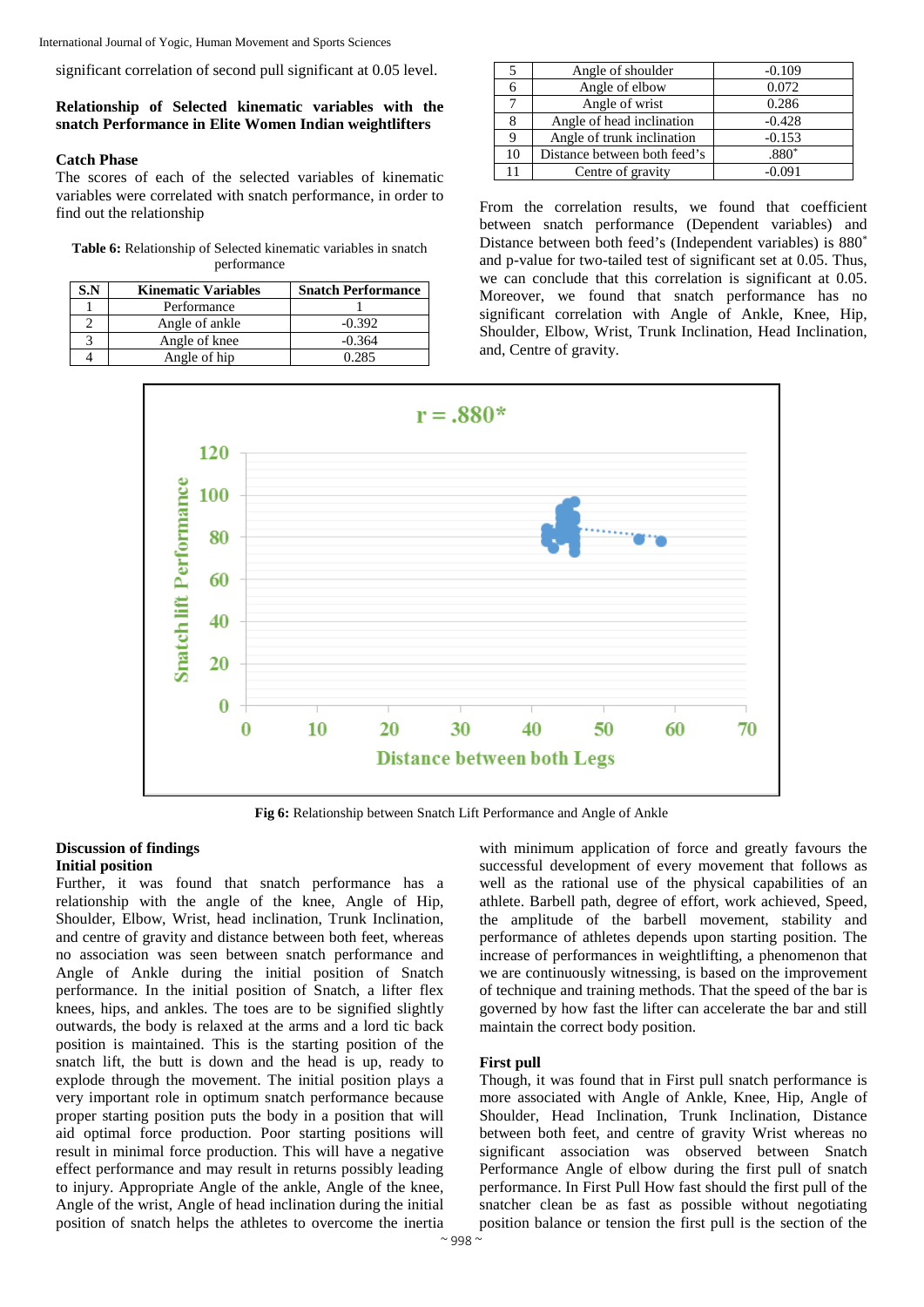significant correlation of second pull significant at 0.05 level.

### Relationship of Selected kinematic variables with the snatch Performance in Elite Women Indian weightlifters

#### Catch Phase

The scores of each of the selected variables of kinematic variables were correlated with snatch performance, in order to find out the relationship

**Table 6:** Relationship of Selected kinematic variables in snatch performance

| S.N | Kinematic Variables | Snatch Performance |
|---|---|---|
| 1 | Performance | 1 |
| 2 | Angle of ankle | -0.392 |
| 3 | Angle of knee | -0.364 |
| 4 | Angle of hip | 0.285 |
| 5 | Angle of shoulder | -0.109 |
| 6 | Angle of elbow | 0.072 |
| 7 | Angle of wrist | 0.286 |
| 8 | Angle of head inclination | -0.428 |
| 9 | Angle of trunk inclination | -0.153 |
| 10 | Distance between both feed's | .880* |
| 11 | Centre of gravity | -0.091 |

From the correlation results, we found that coefficient between snatch performance (Dependent variables) and Distance between both feed's (Independent variables) is 880* and p-value for two-tailed test of significant set at 0.05. Thus, we can conclude that this correlation is significant at 0.05. Moreover, we found that snatch performance has no significant correlation with Angle of Ankle, Knee, Hip, Shoulder, Elbow, Wrist, Trunk Inclination, Head Inclination, and, Centre of gravity.

**Fig 6:** Relationship between Snatch Lift Performance and Angle of Ankle

### Discussion of findings

#### Initial position

Further, it was found that snatch performance has a relationship with the angle of the knee, Angle of Hip, Shoulder, Elbow, Wrist, head inclination, Trunk Inclination, and centre of gravity and distance between both feet, whereas no association was seen between snatch performance and Angle of Ankle during the initial position of Snatch performance. In the initial position of Snatch, a lifter flex knees, hips, and ankles. The toes are to be signified slightly outwards, the body is relaxed at the arms and a lord tic back position is maintained. This is the starting position of the snatch lift, the butt is down and the head is up, ready to explode through the movement. The initial position plays a very important role in optimum snatch performance because proper starting position puts the body in a position that will aid optimal force production. Poor starting positions will result in minimal force production. This will have a negative effect performance and may result in returns possibly leading to injury. Appropriate Angle of the ankle, Angle of the knee, Angle of the wrist, Angle of head inclination during the initial position of snatch helps the athletes to overcome the inertia with minimum application of force and greatly favours the successful development of every movement that follows as well as the rational use of the physical capabilities of an athlete. Barbell path, degree of effort, work achieved, Speed, the amplitude of the barbell movement, stability and performance of athletes depends upon starting position. The increase of performances in weightlifting, a phenomenon that we are continuously witnessing, is based on the improvement of technique and training methods. That the speed of the bar is governed by how fast the lifter can accelerate the bar and still maintain the correct body position.

#### First pull

Though, it was found that in First pull snatch performance is more associated with Angle of Ankle, Knee, Hip, Angle of Shoulder, Head Inclination, Trunk Inclination, Distance between both feet, and centre of gravity Wrist whereas no significant association was observed between Snatch Performance Angle of elbow during the first pull of snatch performance. In First Pull How fast should the first pull of the snatcher clean be as fast as possible without negotiating position balance or tension the first pull is the section of the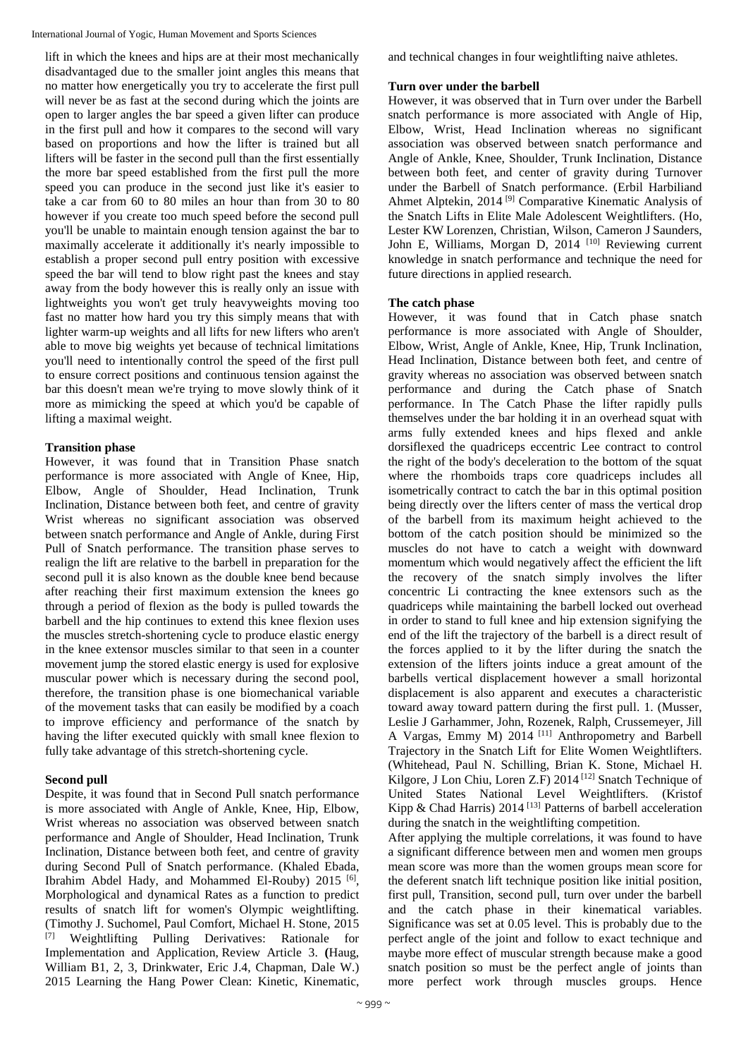lift in which the knees and hips are at their most mechanically disadvantaged due to the smaller joint angles this means that no matter how energetically you try to accelerate the first pull will never be as fast at the second during which the joints are open to larger angles the bar speed a given lifter can produce in the first pull and how it compares to the second will vary based on proportions and how the lifter is trained but all lifters will be faster in the second pull than the first essentially the more bar speed established from the first pull the more speed you can produce in the second just like it's easier to take a car from 60 to 80 miles an hour than from 30 to 80 however if you create too much speed before the second pull you'll be unable to maintain enough tension against the bar to maximally accelerate it additionally it's nearly impossible to establish a proper second pull entry position with excessive speed the bar will tend to blow right past the knees and stay away from the body however this is really only an issue with lightweights you won't get truly heavyweights moving too fast no matter how hard you try this simply means that with lighter warm-up weights and all lifts for new lifters who aren't able to move big weights yet because of technical limitations you'll need to intentionally control the speed of the first pull to ensure correct positions and continuous tension against the bar this doesn't mean we're trying to move slowly think of it more as mimicking the speed at which you'd be capable of lifting a maximal weight.

**Transition phase**

However, it was found that in Transition Phase snatch performance is more associated with Angle of Knee, Hip, Elbow, Angle of Shoulder, Head Inclination, Trunk Inclination, Distance between both feet, and centre of gravity Wrist whereas no significant association was observed between snatch performance and Angle of Ankle, during First Pull of Snatch performance. The transition phase serves to realign the lift are relative to the barbell in preparation for the second pull it is also known as the double knee bend because after reaching their first maximum extension the knees go through a period of flexion as the body is pulled towards the barbell and the hip continues to extend this knee flexion uses the muscles stretch-shortening cycle to produce elastic energy in the knee extensor muscles similar to that seen in a counter movement jump the stored elastic energy is used for explosive muscular power which is necessary during the second pool, therefore, the transition phase is one biomechanical variable of the movement tasks that can easily be modified by a coach to improve efficiency and performance of the snatch by having the lifter executed quickly with small knee flexion to fully take advantage of this stretch-shortening cycle.

**Second pull**

Despite, it was found that in Second Pull snatch performance is more associated with Angle of Ankle, Knee, Hip, Elbow, Wrist whereas no association was observed between snatch performance and Angle of Shoulder, Head Inclination, Trunk Inclination, Distance between both feet, and centre of gravity during Second Pull of Snatch performance. (Khaled Ebada, Ibrahim Abdel Hady, and Mohammed El-Rouby) 2015 [6], Morphological and dynamical Rates as a function to predict results of snatch lift for women's Olympic weightlifting. (Timothy J. Suchomel, Paul Comfort, Michael H. Stone, 2015 [7] Weightlifting Pulling Derivatives: Rationale for Implementation and Application, Review Article 3. **(**Haug, William B1, 2, 3, Drinkwater, Eric J.4, Chapman, Dale W.) 2015 Learning the Hang Power Clean: Kinetic, Kinematic, and technical changes in four weightlifting naive athletes.

**Turn over under the barbell**

However, it was observed that in Turn over under the Barbell snatch performance is more associated with Angle of Hip, Elbow, Wrist, Head Inclination whereas no significant association was observed between snatch performance and Angle of Ankle, Knee, Shoulder, Trunk Inclination, Distance between both feet, and center of gravity during Turnover under the Barbell of Snatch performance. (Erbil Harbiliand Ahmet Alptekin, 2014 [9] Comparative Kinematic Analysis of the Snatch Lifts in Elite Male Adolescent Weightlifters. (Ho, Lester KW Lorenzen, Christian, Wilson, Cameron J Saunders, John E, Williams, Morgan D, 2014 [10] Reviewing current knowledge in snatch performance and technique the need for future directions in applied research.

**The catch phase**

However, it was found that in Catch phase snatch performance is more associated with Angle of Shoulder, Elbow, Wrist, Angle of Ankle, Knee, Hip, Trunk Inclination, Head Inclination, Distance between both feet, and centre of gravity whereas no association was observed between snatch performance and during the Catch phase of Snatch performance. In The Catch Phase the lifter rapidly pulls themselves under the bar holding it in an overhead squat with arms fully extended knees and hips flexed and ankle dorsiflexed the quadriceps eccentric Lee contract to control the right of the body's deceleration to the bottom of the squat where the rhomboids traps core quadriceps includes all isometrically contract to catch the bar in this optimal position being directly over the lifters center of mass the vertical drop of the barbell from its maximum height achieved to the bottom of the catch position should be minimized so the muscles do not have to catch a weight with downward momentum which would negatively affect the efficient the lift the recovery of the snatch simply involves the lifter concentric Li contracting the knee extensors such as the quadriceps while maintaining the barbell locked out overhead in order to stand to full knee and hip extension signifying the end of the lift the trajectory of the barbell is a direct result of the forces applied to it by the lifter during the snatch the extension of the lifters joints induce a great amount of the barbells vertical displacement however a small horizontal displacement is also apparent and executes a characteristic toward away toward pattern during the first pull. 1. (Musser, Leslie J Garhammer, John, Rozenek, Ralph, Crussemeyer, Jill A Vargas, Emmy M) 2014 [11] Anthropometry and Barbell Trajectory in the Snatch Lift for Elite Women Weightlifters. (Whitehead, Paul N. Schilling, Brian K. Stone, Michael H. Kilgore, J Lon Chiu, Loren Z.F) 2014 [12] Snatch Technique of United States National Level Weightlifters. (Kristof Kipp & Chad Harris) 2014 [13] Patterns of barbell acceleration during the snatch in the weightlifting competition.

After applying the multiple correlations, it was found to have a significant difference between men and women men groups mean score was more than the women groups mean score for the deferent snatch lift technique position like initial position, first pull, Transition, second pull, turn over under the barbell and the catch phase in their kinematical variables. Significance was set at 0.05 level. This is probably due to the perfect angle of the joint and follow to exact technique and maybe more effect of muscular strength because make a good snatch position so must be the perfect angle of joints than more perfect work through muscles groups. Hence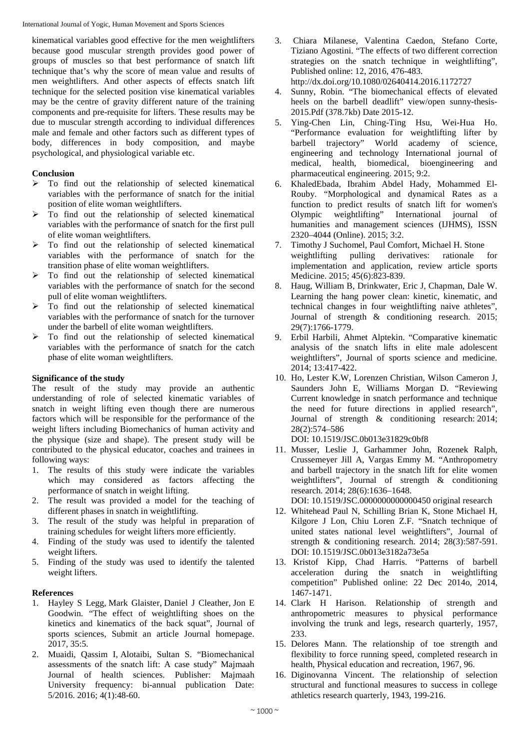kinematical variables good effective for the men weightlifters because good muscular strength provides good power of groups of muscles so that best performance of snatch lift technique that's why the score of mean value and results of men weightlifters. And other aspects of effects snatch lift technique for the selected position vise kinematical variables may be the centre of gravity different nature of the training components and pre-requisite for lifters. These results may be due to muscular strength according to individual differences male and female and other factors such as different types of body, differences in body composition, and maybe psychological, and physiological variable etc.

**Conclusion**

- To find out the relationship of selected kinematical variables with the performance of snatch for the initial position of elite woman weightlifters.
- To find out the relationship of selected kinematical variables with the performance of snatch for the first pull of elite woman weightlifters.
- To find out the relationship of selected kinematical variables with the performance of snatch for the transition phase of elite woman weightlifters.
- To find out the relationship of selected kinematical variables with the performance of snatch for the second pull of elite woman weightlifters.
- To find out the relationship of selected kinematical variables with the performance of snatch for the turnover under the barbell of elite woman weightlifters.
- To find out the relationship of selected kinematical variables with the performance of snatch for the catch phase of elite woman weightlifters.

**Significance of the study**

The result of the study may provide an authentic understanding of role of selected kinematic variables of snatch in weight lifting even though there are numerous factors which will be responsible for the performance of the weight lifters including Biomechanics of human activity and the physique (size and shape). The present study will be contributed to the physical educator, coaches and trainees in following ways:

1. The results of this study were indicate the variables which may considered as factors affecting the performance of snatch in weight lifting.
2. The result was provided a model for the teaching of different phases in snatch in weightlifting.
3. The result of the study was helpful in preparation of training schedules for weight lifters more efficiently.
4. Finding of the study was used to identify the talented weight lifters.
5. Finding of the study was used to identify the talented weight lifters.

**References**

1. Hayley S Legg, Mark Glaister, Daniel J Cleather, Jon E Goodwin. "The effect of weightlifting shoes on the kinetics and kinematics of the back squat", Journal of sports sciences, Submit an article Journal homepage. 2017, 35:5.
2. Muaidi, Qassim I, Alotaibi, Sultan S. "Biomechanical assessments of the snatch lift: A case study" Majmaah Journal of health sciences. Publisher: Majmaah University frequency: bi-annual publication Date: 5/2016. 2016; 4(1):48-60.
3. Chiara Milanese, Valentina Caedon, Stefano Corte, Tiziano Agostini. "The effects of two different correction strategies on the snatch technique in weightlifting", Published online: 12, 2016, 476-483. http://dx.doi.org/10.1080/02640414.2016.1172727
4. Sunny, Robin. "The biomechanical effects of elevated heels on the barbell deadlift" view/open sunny-thesis-2015.Pdf (378.7kb) Date 2015-12.
5. Ying-Chen Lin, Ching-Ting Hsu, Wei-Hua Ho. "Performance evaluation for weightlifting lifter by barbell trajectory" World academy of science, engineering and technology International journal of medical, health, biomedical, bioengineering and pharmaceutical engineering. 2015; 9:2.
6. KhaledEbada, Ibrahim Abdel Hady, Mohammed El-Rouby. "Morphological and dynamical Rates as a function to predict results of snatch lift for women's Olympic weightlifting" International journal of humanities and management sciences (IJHMS), ISSN 2320–4044 (Online). 2015; 3:2.
7. Timothy J Suchomel, Paul Comfort, Michael H. Stone weightlifting pulling derivatives: rationale for implementation and application, review article sports Medicine. 2015; 45(6):823-839.
8. Haug, William B, Drinkwater, Eric J, Chapman, Dale W. Learning the hang power clean: kinetic, kinematic, and technical changes in four weightlifting naive athletes", Journal of strength & conditioning research. 2015; 29(7):1766-1779.
9. Erbil Harbili, Ahmet Alptekin. "Comparative kinematic analysis of the snatch lifts in elite male adolescent weightlifters", Journal of sports science and medicine. 2014; 13:417-422.
10. Ho, Lester K.W, Lorenzen Christian, Wilson Cameron J, Saunders John E, Williams Morgan D. "Reviewing Current knowledge in snatch performance and technique the need for future directions in applied research", Journal of strength & conditioning research: 2014; 28(2):574–586 DOI: 10.1519/JSC.0b013e31829c0bf8
11. Musser, Leslie J, Garhammer John, Rozenek Ralph, Crussemeyer Jill A, Vargas Emmy M. "Anthropometry and barbell trajectory in the snatch lift for elite women weightlifters", Journal of strength & conditioning research. 2014; 28(6):1636–1648. DOI: 10.1519/JSC.0000000000000450 original research
12. Whitehead Paul N, Schilling Brian K, Stone Michael H, Kilgore J Lon, Chiu Loren Z.F. "Snatch technique of united states national level weightlifters", Journal of strength & conditioning research. 2014; 28(3):587-591. DOI: 10.1519/JSC.0b013e3182a73e5a
13. Kristof Kipp, Chad Harris. "Patterns of barbell acceleration during the snatch in weightlifting competition" Published online: 22 Dec 2014o, 2014, 1467-1471.
14. Clark H Harison. Relationship of strength and anthropometric measures to physical performance involving the trunk and legs, research quarterly, 1957, 233.
15. Delores Mann. The relationship of toe strength and flexibility to force running speed, completed research in health, Physical education and recreation, 1967, 96.
16. Diginovanna Vincent. The relationship of selection structural and functional measures to success in college athletics research quarterly, 1943, 199-216.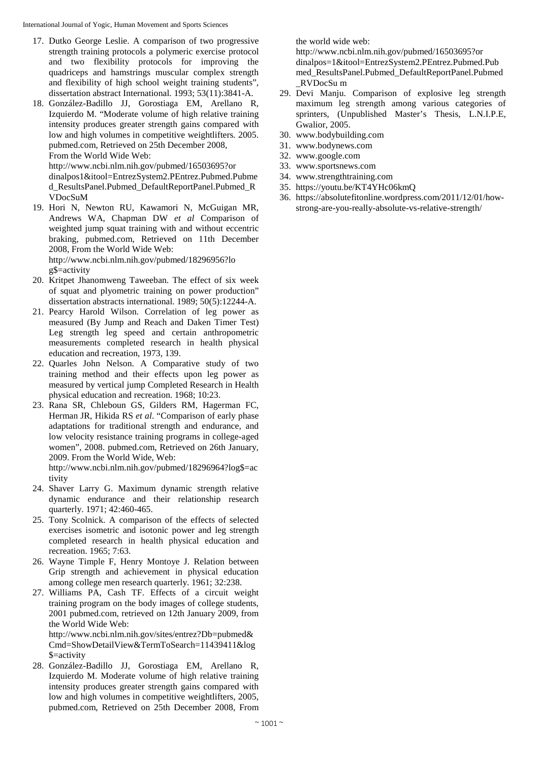17. Dutko George Leslie. A comparison of two progressive strength training protocols a polymeric exercise protocol and two flexibility protocols for improving the quadriceps and hamstrings muscular complex strength and flexibility of high school weight training students", dissertation abstract International. 1993; 53(11):3841-A.
18. González-Badillo JJ, Gorostiaga EM, Arellano R, Izquierdo M. "Moderate volume of high relative training intensity produces greater strength gains compared with low and high volumes in competitive weightlifters. 2005. pubmed.com, Retrieved on 25th December 2008, From the World Wide Web: http://www.ncbi.nlm.nih.gov/pubmed/16503695?ordinalpos1&itool=EntrezSystem2.PEntrez.Pubmed.Pubmed_ResultsPanel.Pubmed_DefaultReportPanel.Pubmed_RVDocSuM
19. Hori N, Newton RU, Kawamori N, McGuigan MR, Andrews WA, Chapman DW *et al* Comparison of weighted jump squat training with and without eccentric braking, pubmed.com, Retrieved on 11th December 2008, From the World Wide Web: http://www.ncbi.nlm.nih.gov/pubmed/18296956?log$=activity
20. Kritpet Jhanomweng Taweeban. The effect of six week of squat and plyometric training on power production" dissertation abstracts international. 1989; 50(5):12244-A.
21. Pearcy Harold Wilson. Correlation of leg power as measured (By Jump and Reach and Daken Timer Test) Leg strength leg speed and certain anthropometric measurements completed research in health physical education and recreation, 1973, 139.
22. Quarles John Nelson. A Comparative study of two training method and their effects upon leg power as measured by vertical jump Completed Research in Health physical education and recreation. 1968; 10:23.
23. Rana SR, Chleboun GS, Gilders RM, Hagerman FC, Herman JR, Hikida RS *et al*. "Comparison of early phase adaptations for traditional strength and endurance, and low velocity resistance training programs in college-aged women", 2008. pubmed.com, Retrieved on 26th January, 2009. From the World Wide, Web: http://www.ncbi.nlm.nih.gov/pubmed/18296964?log$=activity
24. Shaver Larry G. Maximum dynamic strength relative dynamic endurance and their relationship research quarterly. 1971; 42:460-465.
25. Tony Scolnick. A comparison of the effects of selected exercises isometric and isotonic power and leg strength completed research in health physical education and recreation. 1965; 7:63.
26. Wayne Timple F, Henry Montoye J. Relation between Grip strength and achievement in physical education among college men research quarterly. 1961; 32:238.
27. Williams PA, Cash TF. Effects of a circuit weight training program on the body images of college students, 2001 pubmed.com, retrieved on 12th January 2009, from the World Wide Web: http://www.ncbi.nlm.nih.gov/sites/entrez?Db=pubmed&Cmd=ShowDetailView&TermToSearch=11439411&log$=activity
28. González-Badillo JJ, Gorostiaga EM, Arellano R, Izquierdo M. Moderate volume of high relative training intensity produces greater strength gains compared with low and high volumes in competitive weightlifters, 2005, pubmed.com, Retrieved on 25th December 2008, From the world wide web: http://www.ncbi.nlm.nih.gov/pubmed/16503695?ordinalpos=1&itool=EntrezSystem2.PEntrez.Pubmed.Pubmed_ResultsPanel.Pubmed_DefaultReportPanel.Pubmed_RVDocSu m
29. Devi Manju. Comparison of explosive leg strength maximum leg strength among various categories of sprinters, (Unpublished Master's Thesis, L.N.I.P.E, Gwalior, 2005.
30. www.bodybuilding.com
31. www.bodynews.com
32. www.google.com
33. www.sportsnews.com
34. www.strengthtraining.com
35. https://youtu.be/KT4YHc06kmQ
36. https://absolutefitonline.wordpress.com/2011/12/01/how-strong-are-you-really-absolute-vs-relative-strength/